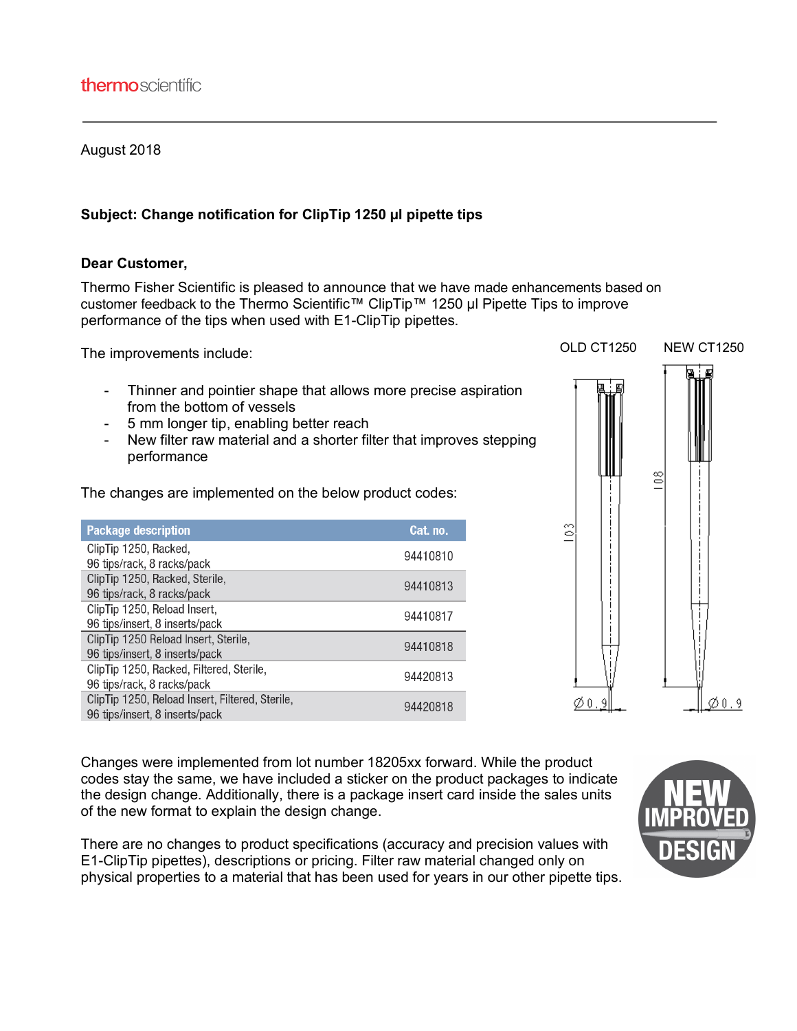thermoscientific

August 2018

**Subject: Change notification for ClipTip 1250 µl pipette tips**

**Dear Customer,**

Thermo Fisher Scientific is pleased to announce that we have made enhancements based on customer feedback to the Thermo Scientific™ ClipTip™ 1250 µl Pipette Tips to improve performance of the tips when used with E1-ClipTip pipettes.

The improvements include:

- Thinner and pointier shape that allows more precise aspiration from the bottom of vessels
- 5 mm longer tip, enabling better reach
- New filter raw material and a shorter filter that improves stepping performance

The changes are implemented on the below product codes:

| Package description | Cat. no. |
| --- | --- |
| ClipTip 1250, Racked, 96 tips/rack, 8 racks/pack | 94410810 |
| ClipTip 1250, Racked, Sterile, 96 tips/rack, 8 racks/pack | 94410813 |
| ClipTip 1250, Reload Insert, 96 tips/insert, 8 inserts/pack | 94410817 |
| ClipTip 1250 Reload Insert, Sterile, 96 tips/insert, 8 inserts/pack | 94410818 |
| ClipTip 1250, Racked, Filtered, Sterile, 96 tips/rack, 8 racks/pack | 94420813 |
| ClipTip 1250, Reload Insert, Filtered, Sterile, 96 tips/insert, 8 inserts/pack | 94420818 |

OLD CT1250 NEW CT1250

Changes were implemented from lot number 18205xx forward. While the product codes stay the same, we have included a sticker on the product packages to indicate the design change. Additionally, there is a package insert card inside the sales units of the new format to explain the design change.

There are no changes to product specifications (accuracy and precision values with E1-ClipTip pipettes), descriptions or pricing. Filter raw material changed only on physical properties to a material that has been used for years in our other pipette tips.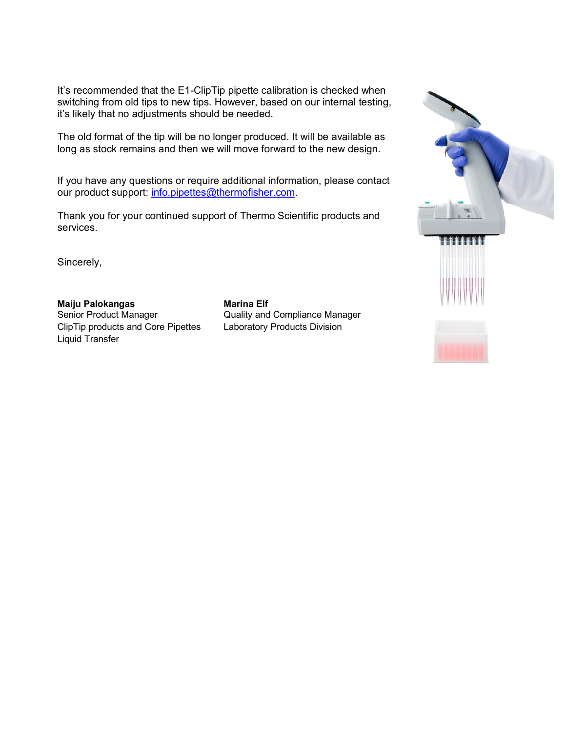It's recommended that the E1-ClipTip pipette calibration is checked when switching from old tips to new tips. However, based on our internal testing, it's likely that no adjustments should be needed.

The old format of the tip will be no longer produced. It will be available as long as stock remains and then we will move forward to the new design.

If you have any questions or require additional information, please contact our product support: info.pipettes@thermofisher.com.

Thank you for your continued support of Thermo Scientific products and services.

Sincerely,

**Maiju Palokangas**
Senior Product Manager
ClipTip products and Core Pipettes
Liquid Transfer

**Marina Elf**
Quality and Compliance Manager
Laboratory Products Division